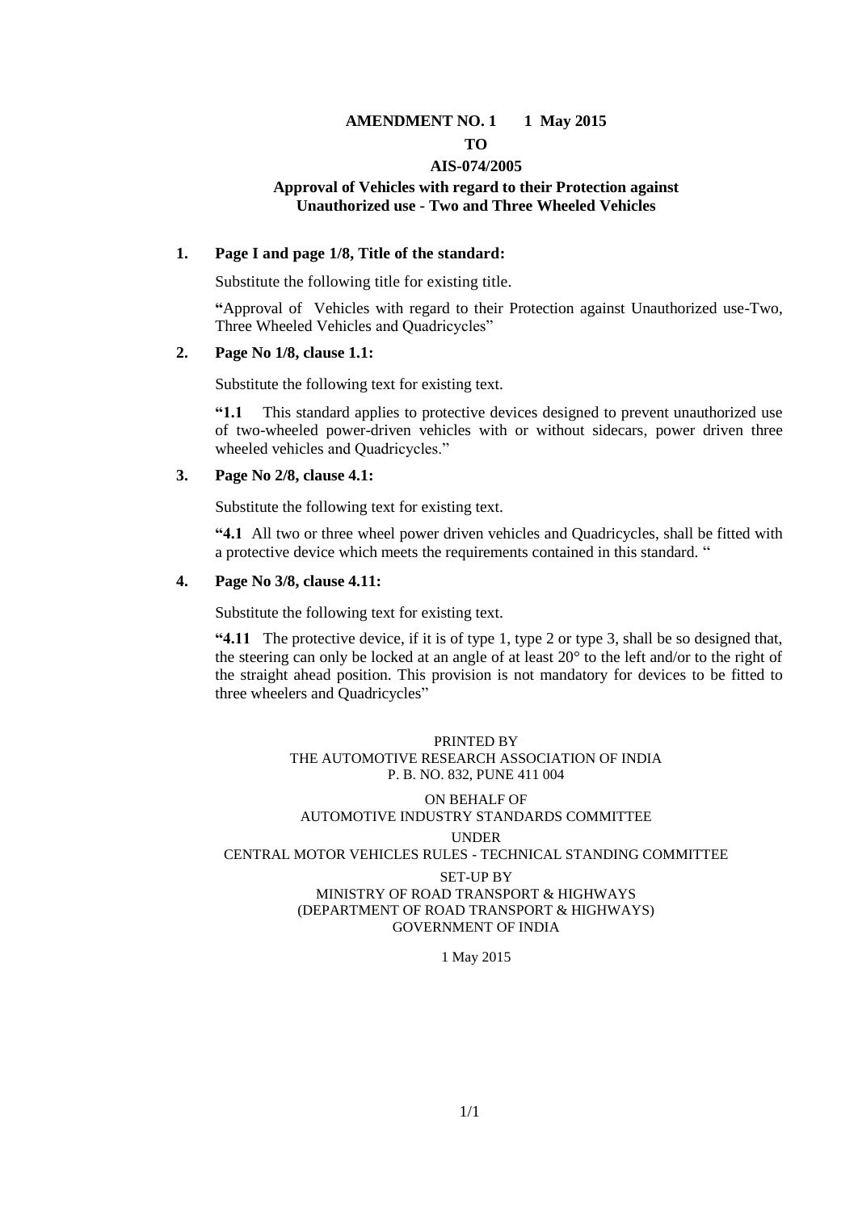# AMENDMENT NO. 1 1 May 2015

## TO

## AIS-074/2005

## Approval of Vehicles with regard to their Protection against Unauthorized use - Two and Three Wheeled Vehicles

**1. Page I and page 1/8, Title of the standard:**

Substitute the following title for existing title.

**"**Approval of Vehicles with regard to their Protection against Unauthorized use-Two, Three Wheeled Vehicles and Quadricycles"

**2. Page No 1/8, clause 1.1:**

Substitute the following text for existing text.

**"1.1** This standard applies to protective devices designed to prevent unauthorized use of two-wheeled power-driven vehicles with or without sidecars, power driven three wheeled vehicles and Quadricycles."

**3. Page No 2/8, clause 4.1:**

Substitute the following text for existing text.

**"4.1** All two or three wheel power driven vehicles and Quadricycles, shall be fitted with a protective device which meets the requirements contained in this standard. "

**4. Page No 3/8, clause 4.11:**

Substitute the following text for existing text.

**"4.11** The protective device, if it is of type 1, type 2 or type 3, shall be so designed that, the steering can only be locked at an angle of at least 20° to the left and/or to the right of the straight ahead position. This provision is not mandatory for devices to be fitted to three wheelers and Quadricycles"

PRINTED BY
THE AUTOMOTIVE RESEARCH ASSOCIATION OF INDIA
P. B. NO. 832, PUNE 411 004

ON BEHALF OF
AUTOMOTIVE INDUSTRY STANDARDS COMMITTEE

UNDER
CENTRAL MOTOR VEHICLES RULES - TECHNICAL STANDING COMMITTEE

SET-UP BY
MINISTRY OF ROAD TRANSPORT & HIGHWAYS
(DEPARTMENT OF ROAD TRANSPORT & HIGHWAYS)
GOVERNMENT OF INDIA

1 May 2015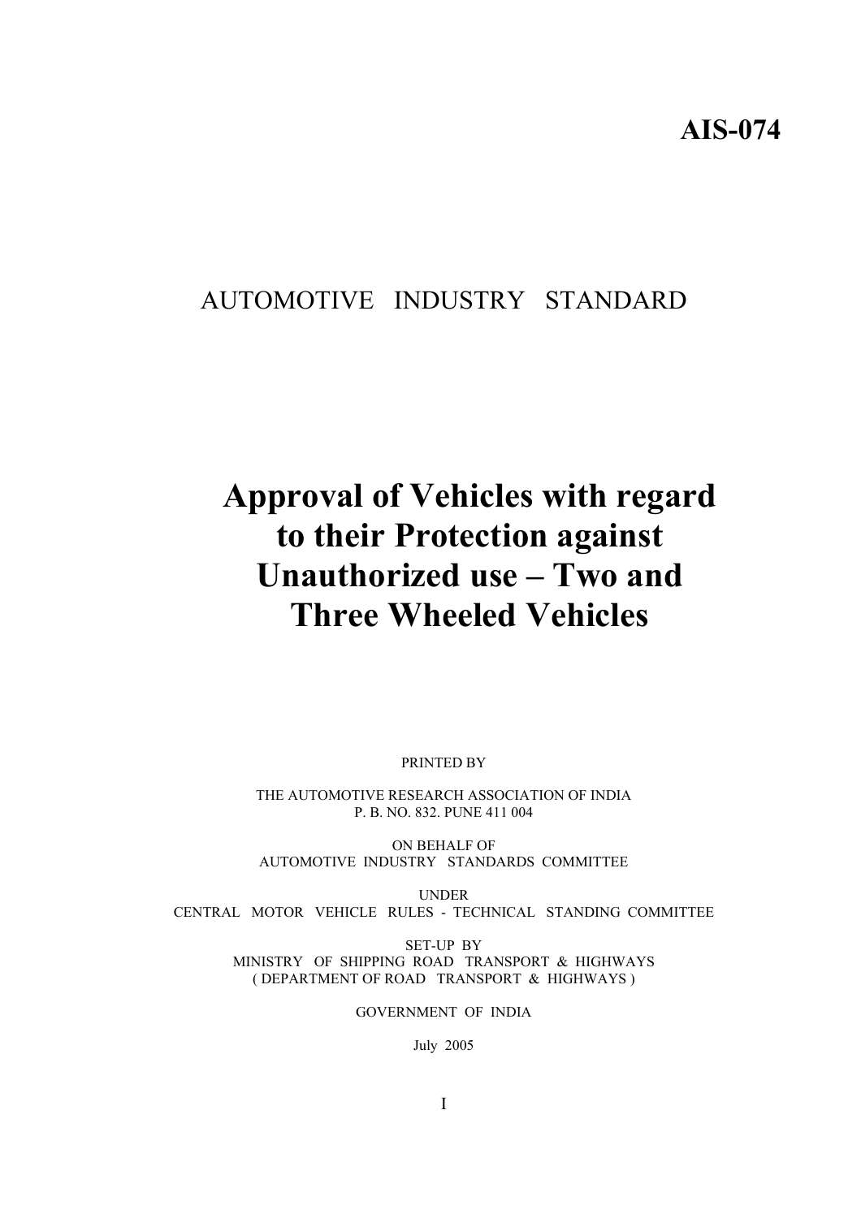**AIS-074**

AUTOMOTIVE INDUSTRY STANDARD

# Approval of Vehicles with regard to their Protection against Unauthorized use – Two and Three Wheeled Vehicles

PRINTED BY

THE AUTOMOTIVE RESEARCH ASSOCIATION OF INDIA
P. B. NO. 832. PUNE 411 004

ON BEHALF OF
AUTOMOTIVE INDUSTRY STANDARDS COMMITTEE

UNDER
CENTRAL MOTOR VEHICLE RULES - TECHNICAL STANDING COMMITTEE

SET-UP BY
MINISTRY OF SHIPPING ROAD TRANSPORT & HIGHWAYS
( DEPARTMENT OF ROAD TRANSPORT & HIGHWAYS )

GOVERNMENT OF INDIA

July 2005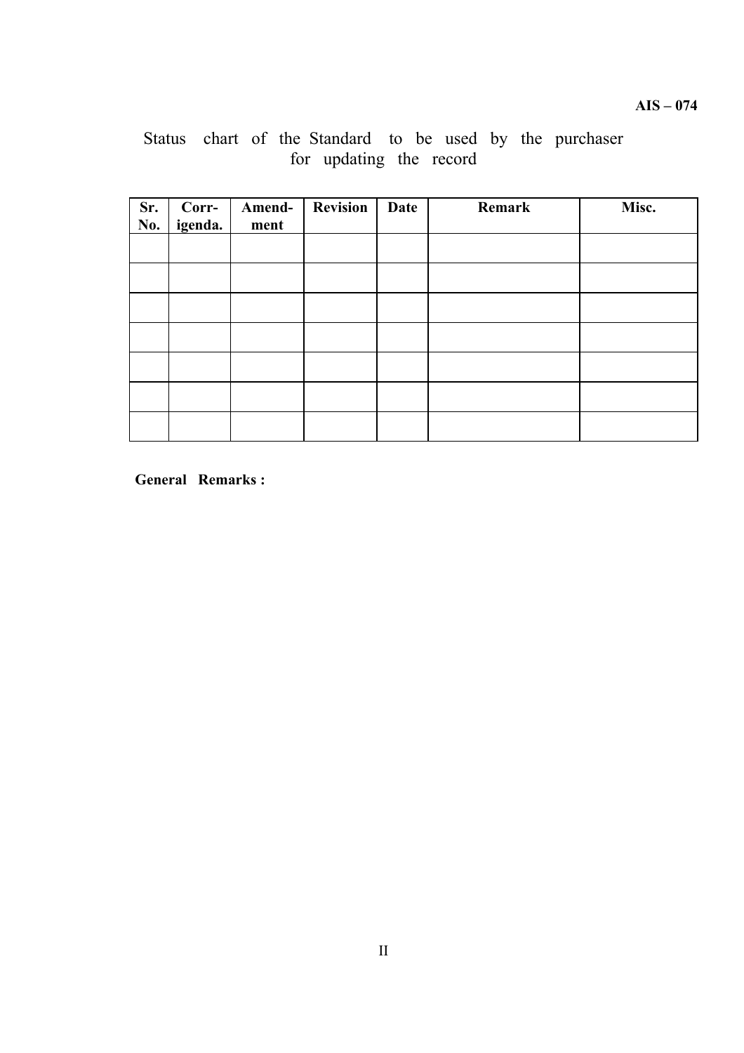Status chart of the Standard to be used by the purchaser for updating the record

| Sr. No. | Corr-igenda. | Amend-ment | Revision | Date | Remark | Misc. |
|---|---|---|---|---|---|---|
| | | | | | | |
| | | | | | | |
| | | | | | | |
| | | | | | | |
| | | | | | | |
| | | | | | | |
| | | | | | | |

**General Remarks :**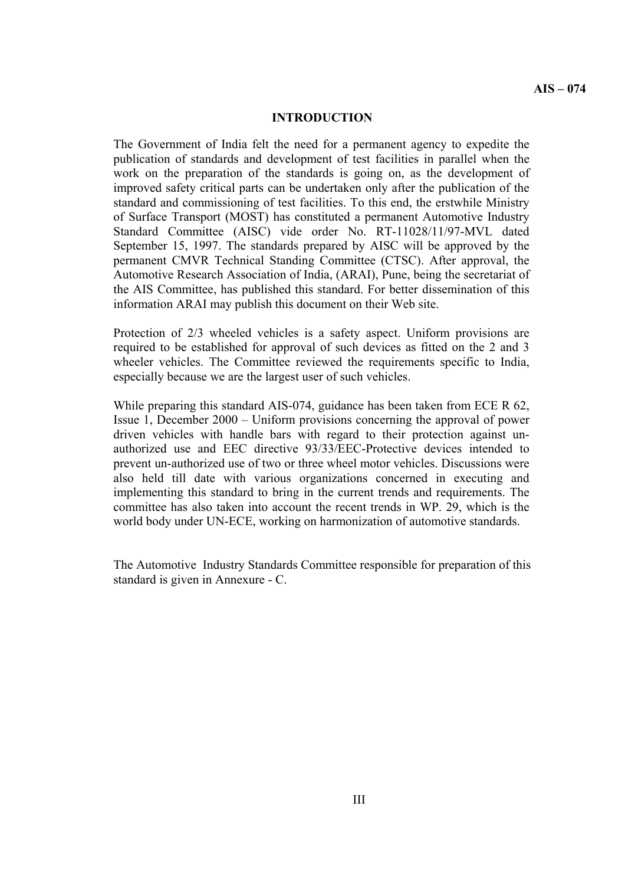## INTRODUCTION

The Government of India felt the need for a permanent agency to expedite the publication of standards and development of test facilities in parallel when the work on the preparation of the standards is going on, as the development of improved safety critical parts can be undertaken only after the publication of the standard and commissioning of test facilities. To this end, the erstwhile Ministry of Surface Transport (MOST) has constituted a permanent Automotive Industry Standard Committee (AISC) vide order No. RT-11028/11/97-MVL dated September 15, 1997. The standards prepared by AISC will be approved by the permanent CMVR Technical Standing Committee (CTSC). After approval, the Automotive Research Association of India, (ARAI), Pune, being the secretariat of the AIS Committee, has published this standard. For better dissemination of this information ARAI may publish this document on their Web site.

Protection of 2/3 wheeled vehicles is a safety aspect. Uniform provisions are required to be established for approval of such devices as fitted on the 2 and 3 wheeler vehicles. The Committee reviewed the requirements specific to India, especially because we are the largest user of such vehicles.

While preparing this standard AIS-074, guidance has been taken from ECE R 62, Issue 1, December 2000 – Uniform provisions concerning the approval of power driven vehicles with handle bars with regard to their protection against un-authorized use and EEC directive 93/33/EEC-Protective devices intended to prevent un-authorized use of two or three wheel motor vehicles. Discussions were also held till date with various organizations concerned in executing and implementing this standard to bring in the current trends and requirements. The committee has also taken into account the recent trends in WP. 29, which is the world body under UN-ECE, working on harmonization of automotive standards.

The Automotive Industry Standards Committee responsible for preparation of this standard is given in Annexure - C.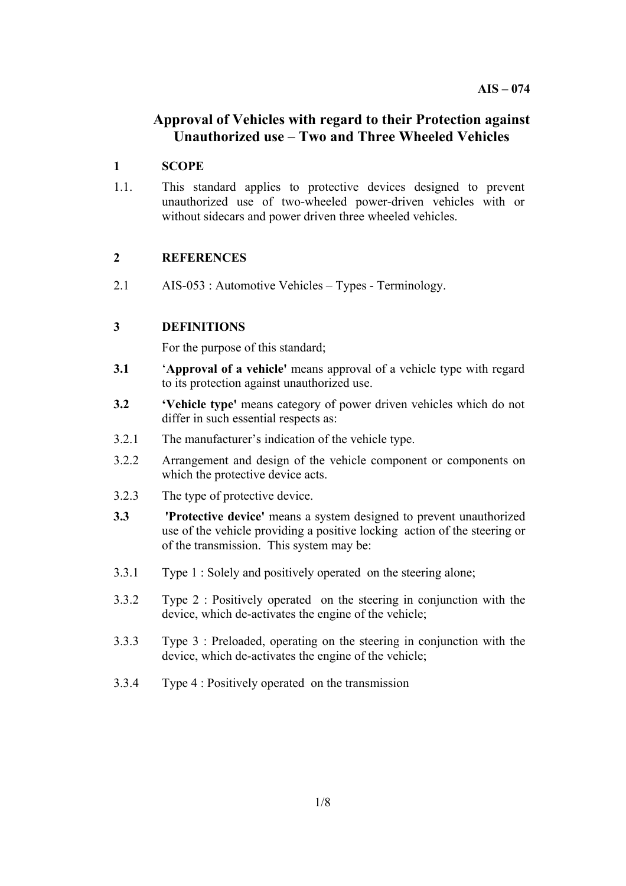# Approval of Vehicles with regard to their Protection against Unauthorized use – Two and Three Wheeled Vehicles

## 1 SCOPE

1.1. This standard applies to protective devices designed to prevent unauthorized use of two-wheeled power-driven vehicles with or without sidecars and power driven three wheeled vehicles.

## 2 REFERENCES

2.1 AIS-053 : Automotive Vehicles – Types - Terminology.

## 3 DEFINITIONS

For the purpose of this standard;

**3.1** '**Approval of a vehicle'** means approval of a vehicle type with regard to its protection against unauthorized use.

**3.2** **'Vehicle type'** means category of power driven vehicles which do not differ in such essential respects as:

3.2.1 The manufacturer's indication of the vehicle type.

3.2.2 Arrangement and design of the vehicle component or components on which the protective device acts.

3.2.3 The type of protective device.

**3.3** **'Protective device'** means a system designed to prevent unauthorized use of the vehicle providing a positive locking action of the steering or of the transmission. This system may be:

3.3.1 Type 1 : Solely and positively operated on the steering alone;

3.3.2 Type 2 : Positively operated on the steering in conjunction with the device, which de-activates the engine of the vehicle;

3.3.3 Type 3 : Preloaded, operating on the steering in conjunction with the device, which de-activates the engine of the vehicle;

3.3.4 Type 4 : Positively operated on the transmission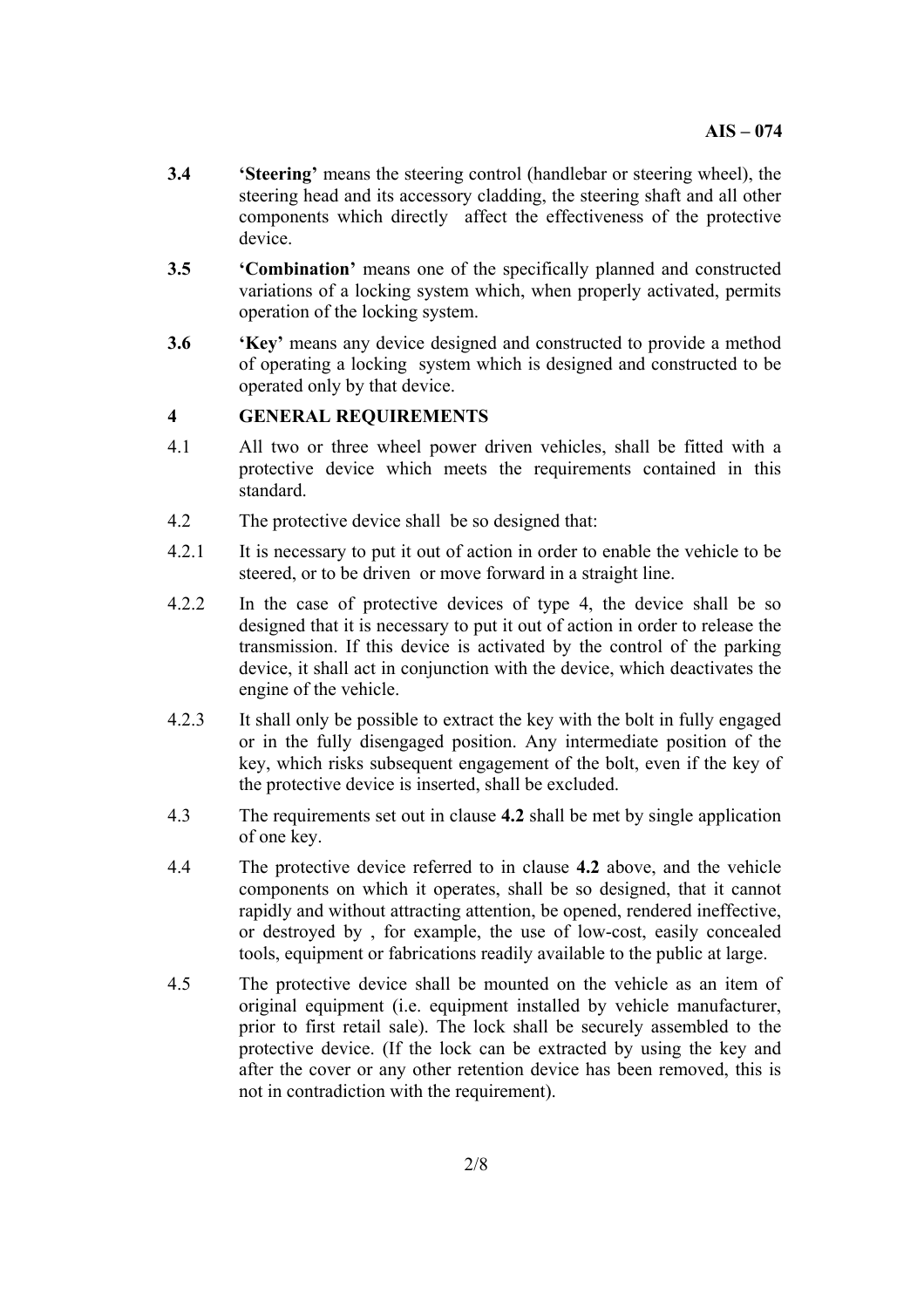**3.4** **'Steering'** means the steering control (handlebar or steering wheel), the steering head and its accessory cladding, the steering shaft and all other components which directly affect the effectiveness of the protective device.

**3.5** **'Combination'** means one of the specifically planned and constructed variations of a locking system which, when properly activated, permits operation of the locking system.

**3.6** **'Key'** means any device designed and constructed to provide a method of operating a locking system which is designed and constructed to be operated only by that device.

## 4 GENERAL REQUIREMENTS

4.1 All two or three wheel power driven vehicles, shall be fitted with a protective device which meets the requirements contained in this standard.

4.2 The protective device shall be so designed that:

4.2.1 It is necessary to put it out of action in order to enable the vehicle to be steered, or to be driven or move forward in a straight line.

4.2.2 In the case of protective devices of type 4, the device shall be so designed that it is necessary to put it out of action in order to release the transmission. If this device is activated by the control of the parking device, it shall act in conjunction with the device, which deactivates the engine of the vehicle.

4.2.3 It shall only be possible to extract the key with the bolt in fully engaged or in the fully disengaged position. Any intermediate position of the key, which risks subsequent engagement of the bolt, even if the key of the protective device is inserted, shall be excluded.

4.3 The requirements set out in clause **4.2** shall be met by single application of one key.

4.4 The protective device referred to in clause **4.2** above, and the vehicle components on which it operates, shall be so designed, that it cannot rapidly and without attracting attention, be opened, rendered ineffective, or destroyed by , for example, the use of low-cost, easily concealed tools, equipment or fabrications readily available to the public at large.

4.5 The protective device shall be mounted on the vehicle as an item of original equipment (i.e. equipment installed by vehicle manufacturer, prior to first retail sale). The lock shall be securely assembled to the protective device. (If the lock can be extracted by using the key and after the cover or any other retention device has been removed, this is not in contradiction with the requirement).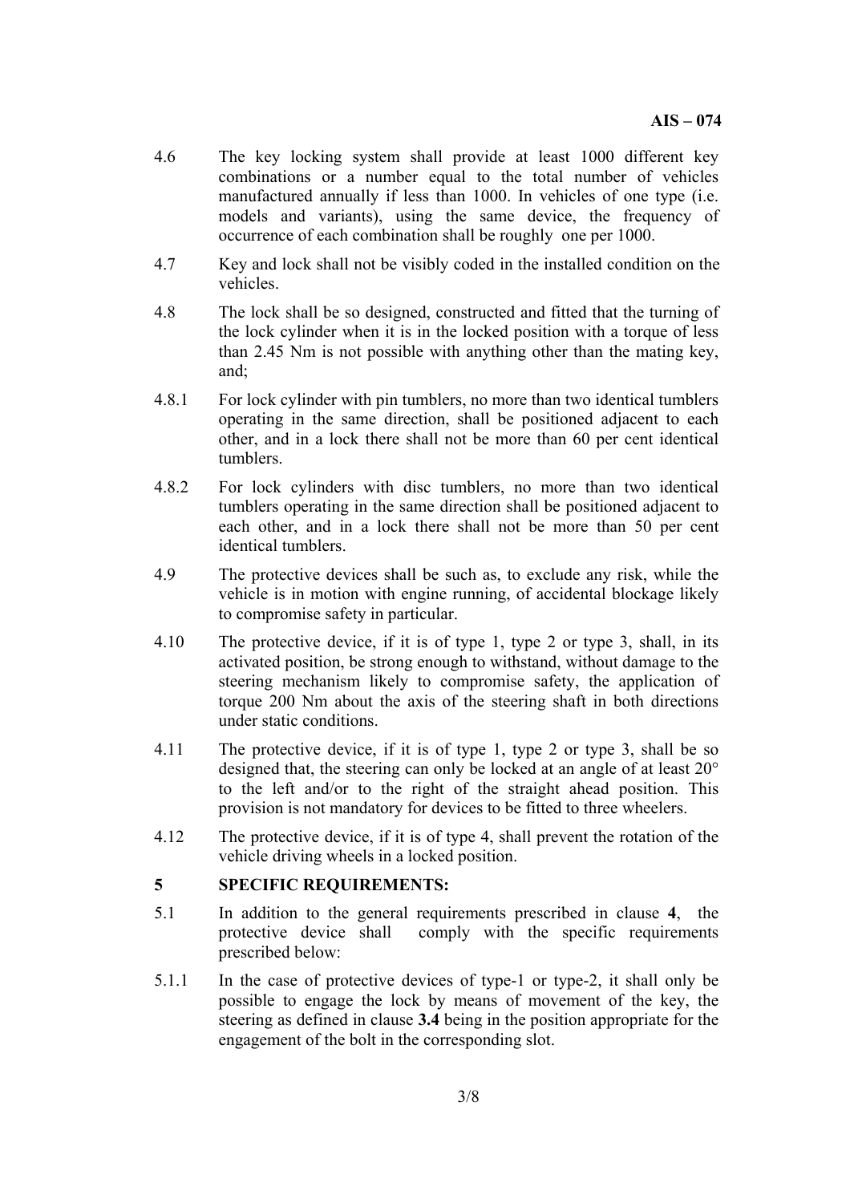4.6 The key locking system shall provide at least 1000 different key combinations or a number equal to the total number of vehicles manufactured annually if less than 1000. In vehicles of one type (i.e. models and variants), using the same device, the frequency of occurrence of each combination shall be roughly one per 1000.

4.7 Key and lock shall not be visibly coded in the installed condition on the vehicles.

4.8 The lock shall be so designed, constructed and fitted that the turning of the lock cylinder when it is in the locked position with a torque of less than 2.45 Nm is not possible with anything other than the mating key, and;

4.8.1 For lock cylinder with pin tumblers, no more than two identical tumblers operating in the same direction, shall be positioned adjacent to each other, and in a lock there shall not be more than 60 per cent identical tumblers.

4.8.2 For lock cylinders with disc tumblers, no more than two identical tumblers operating in the same direction shall be positioned adjacent to each other, and in a lock there shall not be more than 50 per cent identical tumblers.

4.9 The protective devices shall be such as, to exclude any risk, while the vehicle is in motion with engine running, of accidental blockage likely to compromise safety in particular.

4.10 The protective device, if it is of type 1, type 2 or type 3, shall, in its activated position, be strong enough to withstand, without damage to the steering mechanism likely to compromise safety, the application of torque 200 Nm about the axis of the steering shaft in both directions under static conditions.

4.11 The protective device, if it is of type 1, type 2 or type 3, shall be so designed that, the steering can only be locked at an angle of at least 20° to the left and/or to the right of the straight ahead position. This provision is not mandatory for devices to be fitted to three wheelers.

4.12 The protective device, if it is of type 4, shall prevent the rotation of the vehicle driving wheels in a locked position.

## 5 SPECIFIC REQUIREMENTS:

5.1 In addition to the general requirements prescribed in clause **4**, the protective device shall comply with the specific requirements prescribed below:

5.1.1 In the case of protective devices of type-1 or type-2, it shall only be possible to engage the lock by means of movement of the key, the steering as defined in clause **3.4** being in the position appropriate for the engagement of the bolt in the corresponding slot.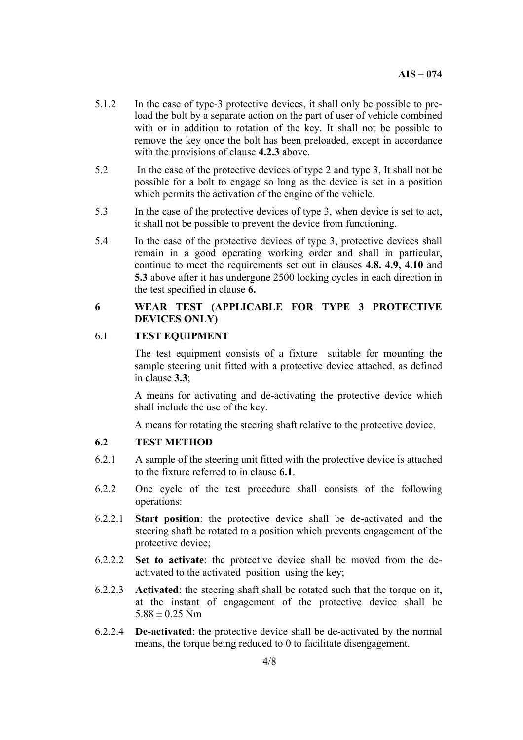5.1.2 In the case of type-3 protective devices, it shall only be possible to pre-load the bolt by a separate action on the part of user of vehicle combined with or in addition to rotation of the key. It shall not be possible to remove the key once the bolt has been preloaded, except in accordance with the provisions of clause **4.2.3** above.

5.2 In the case of the protective devices of type 2 and type 3, It shall not be possible for a bolt to engage so long as the device is set in a position which permits the activation of the engine of the vehicle.

5.3 In the case of the protective devices of type 3, when device is set to act, it shall not be possible to prevent the device from functioning.

5.4 In the case of the protective devices of type 3, protective devices shall remain in a good operating working order and shall in particular, continue to meet the requirements set out in clauses **4.8. 4.9, 4.10** and **5.3** above after it has undergone 2500 locking cycles in each direction in the test specified in clause **6.**

## 6 WEAR TEST (APPLICABLE FOR TYPE 3 PROTECTIVE DEVICES ONLY)

### 6.1 TEST EQUIPMENT

The test equipment consists of a fixture suitable for mounting the sample steering unit fitted with a protective device attached, as defined in clause **3.3**;

A means for activating and de-activating the protective device which shall include the use of the key.

A means for rotating the steering shaft relative to the protective device.

### 6.2 TEST METHOD

6.2.1 A sample of the steering unit fitted with the protective device is attached to the fixture referred to in clause **6.1**.

6.2.2 One cycle of the test procedure shall consists of the following operations:

6.2.2.1 **Start position**: the protective device shall be de-activated and the steering shaft be rotated to a position which prevents engagement of the protective device;

6.2.2.2 **Set to activate**: the protective device shall be moved from the de-activated to the activated position using the key;

6.2.2.3 **Activated**: the steering shaft shall be rotated such that the torque on it, at the instant of engagement of the protective device shall be $5.88 \pm 0.25$ Nm

6.2.2.4 **De-activated**: the protective device shall be de-activated by the normal means, the torque being reduced to 0 to facilitate disengagement.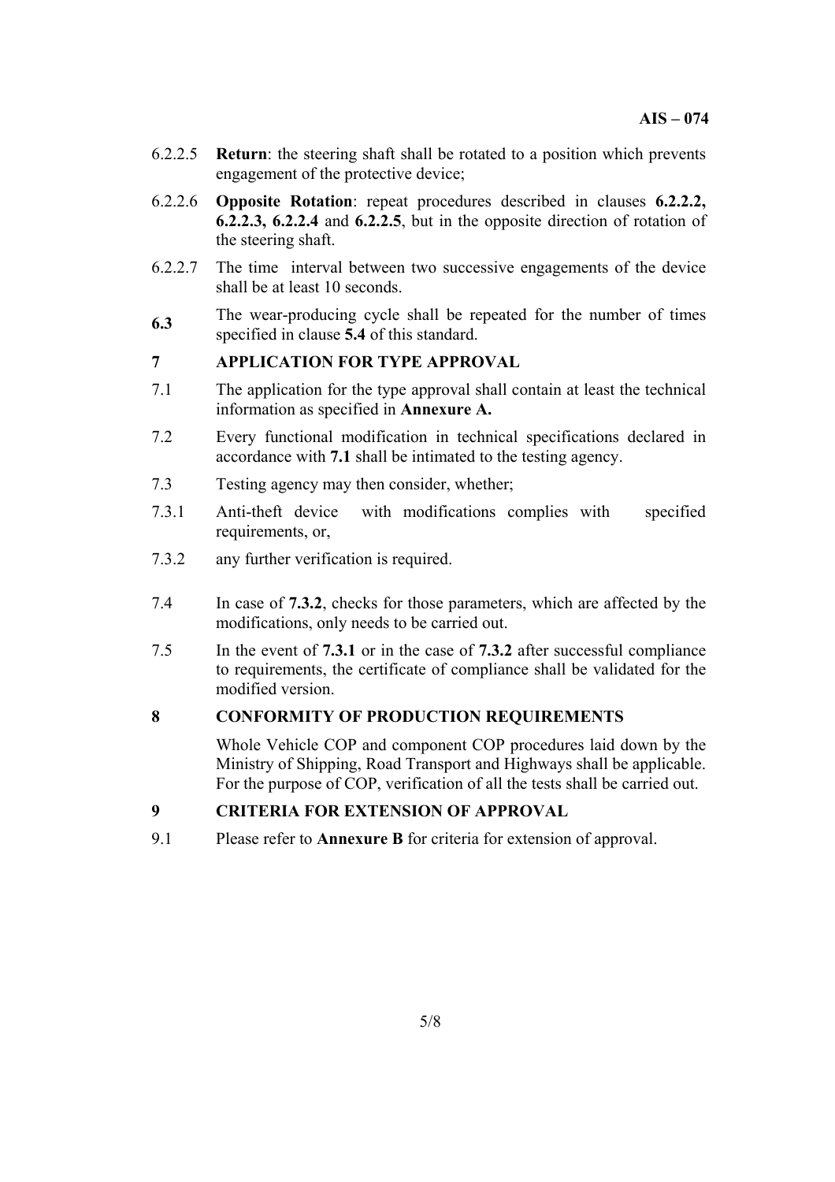6.2.2.5 **Return**: the steering shaft shall be rotated to a position which prevents engagement of the protective device;

6.2.2.6 **Opposite Rotation**: repeat procedures described in clauses **6.2.2.2, 6.2.2.3, 6.2.2.4** and **6.2.2.5**, but in the opposite direction of rotation of the steering shaft.

6.2.2.7 The time interval between two successive engagements of the device shall be at least 10 seconds.

**6.3** The wear-producing cycle shall be repeated for the number of times specified in clause **5.4** of this standard.

## 7 APPLICATION FOR TYPE APPROVAL

7.1 The application for the type approval shall contain at least the technical information as specified in **Annexure A.**

7.2 Every functional modification in technical specifications declared in accordance with **7.1** shall be intimated to the testing agency.

7.3 Testing agency may then consider, whether;

7.3.1 Anti-theft device with modifications complies with specified requirements, or,

7.3.2 any further verification is required.

7.4 In case of **7.3.2**, checks for those parameters, which are affected by the modifications, only needs to be carried out.

7.5 In the event of **7.3.1** or in the case of **7.3.2** after successful compliance to requirements, the certificate of compliance shall be validated for the modified version.

## 8 CONFORMITY OF PRODUCTION REQUIREMENTS

Whole Vehicle COP and component COP procedures laid down by the Ministry of Shipping, Road Transport and Highways shall be applicable. For the purpose of COP, verification of all the tests shall be carried out.

## 9 CRITERIA FOR EXTENSION OF APPROVAL

9.1 Please refer to **Annexure B** for criteria for extension of approval.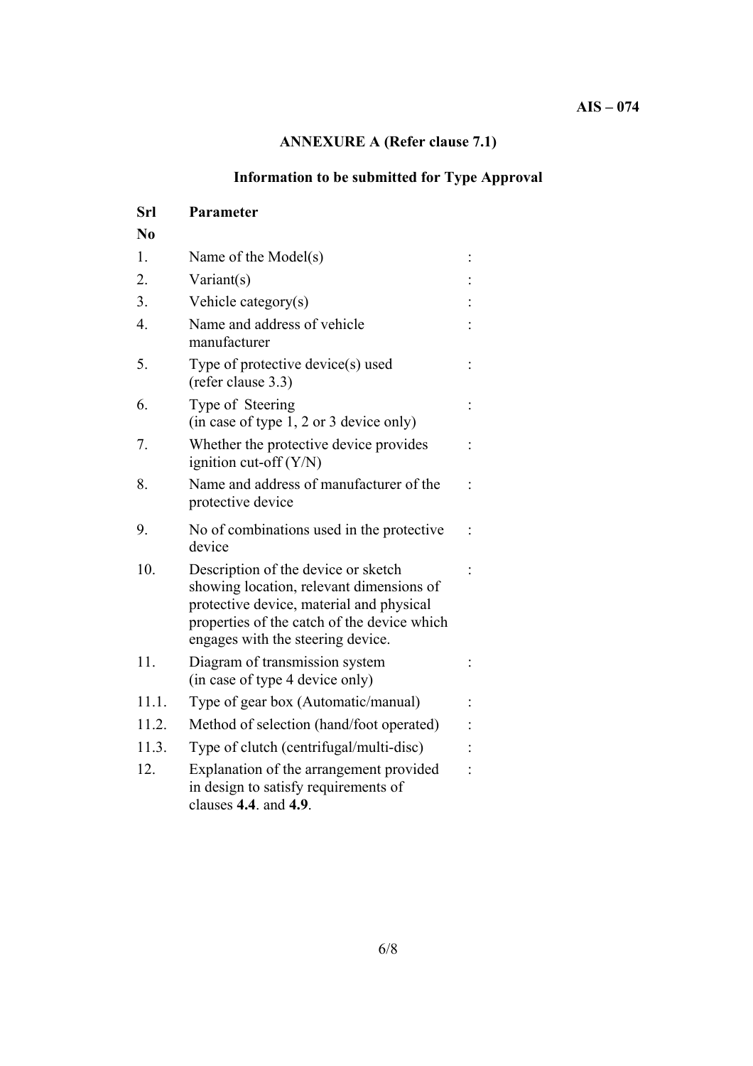## ANNEXURE A (Refer clause 7.1)

### Information to be submitted for Type Approval

| Srl No | Parameter | |
|---|---|---|
| 1. | Name of the Model(s) | : |
| 2. | Variant(s) | : |
| 3. | Vehicle category(s) | : |
| 4. | Name and address of vehicle manufacturer | : |
| 5. | Type of protective device(s) used (refer clause 3.3) | : |
| 6. | Type of Steering (in case of type 1, 2 or 3 device only) | : |
| 7. | Whether the protective device provides ignition cut-off (Y/N) | : |
| 8. | Name and address of manufacturer of the protective device | : |
| 9. | No of combinations used in the protective device | : |
| 10. | Description of the device or sketch showing location, relevant dimensions of protective device, material and physical properties of the catch of the device which engages with the steering device. | : |
| 11. | Diagram of transmission system (in case of type 4 device only) | : |
| 11.1. | Type of gear box (Automatic/manual) | : |
| 11.2. | Method of selection (hand/foot operated) | : |
| 11.3. | Type of clutch (centrifugal/multi-disc) | : |
| 12. | Explanation of the arrangement provided in design to satisfy requirements of clauses **4.4**. and **4.9**. | : |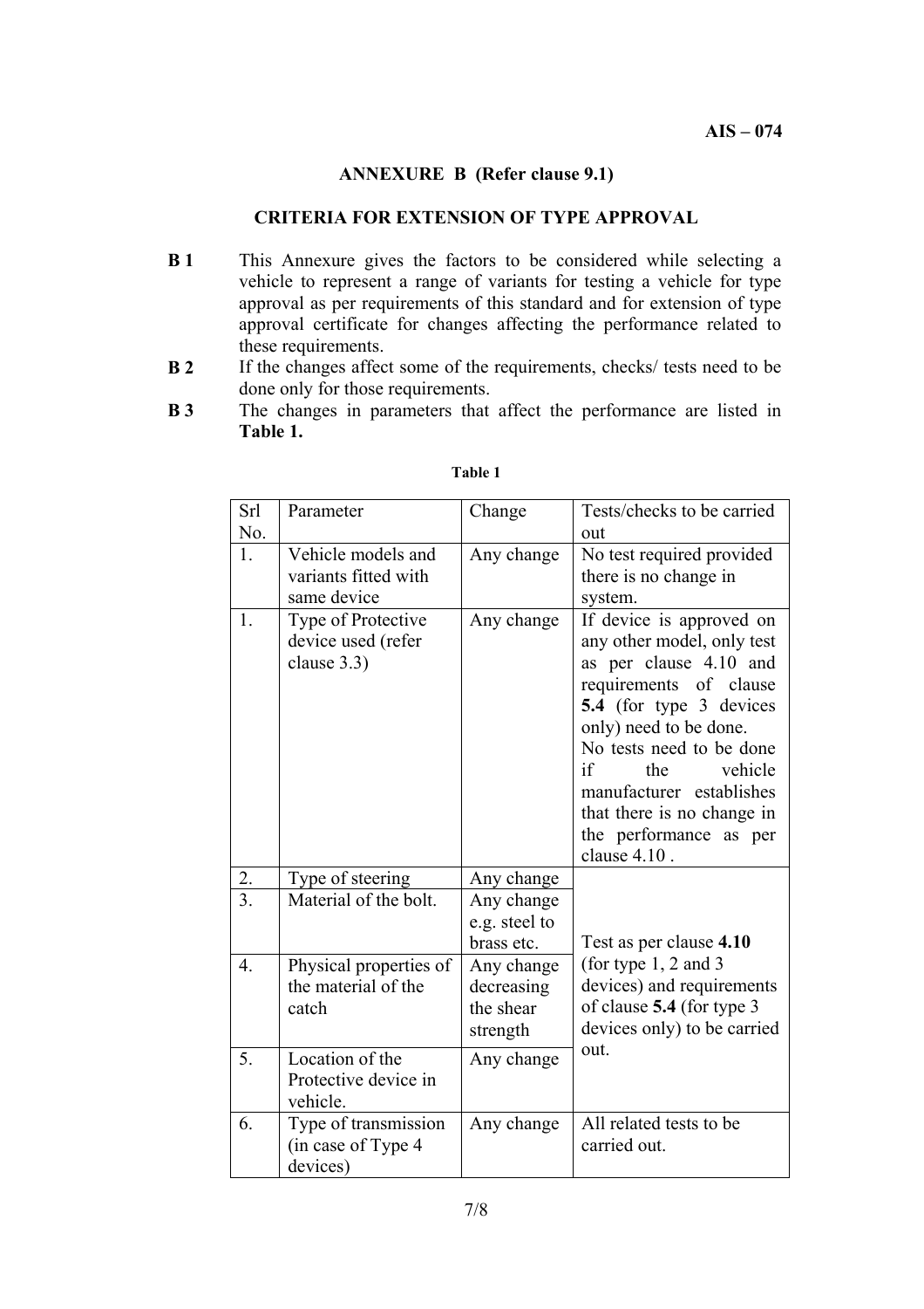## ANNEXURE B (Refer clause 9.1)

## CRITERIA FOR EXTENSION OF TYPE APPROVAL

**B 1** This Annexure gives the factors to be considered while selecting a vehicle to represent a range of variants for testing a vehicle for type approval as per requirements of this standard and for extension of type approval certificate for changes affecting the performance related to these requirements.

**B 2** If the changes affect some of the requirements, checks/ tests need to be done only for those requirements.

**B 3** The changes in parameters that affect the performance are listed in **Table 1.**

**Table 1**

| Srl No. | Parameter | Change | Tests/checks to be carried out |
|---|---|---|---|
| 1. | Vehicle models and variants fitted with same device | Any change | No test required provided there is no change in system. |
| 1. | Type of Protective device used (refer clause 3.3) | Any change | If device is approved on any other model, only test as per clause 4.10 and requirements of clause **5.4** (for type 3 devices only) need to be done. No tests need to be done if the vehicle manufacturer establishes that there is no change in the performance as per clause 4.10 . |
| 2. | Type of steering | Any change | Test as per clause **4.10** (for type 1, 2 and 3 devices) and requirements of clause **5.4** (for type 3 devices only) to be carried out. |
| 3. | Material of the bolt. | Any change e.g. steel to brass etc. | |
| 4. | Physical properties of the material of the catch | Any change decreasing the shear strength | |
| 5. | Location of the Protective device in vehicle. | Any change | |
| 6. | Type of transmission (in case of Type 4 devices) | Any change | All related tests to be carried out. |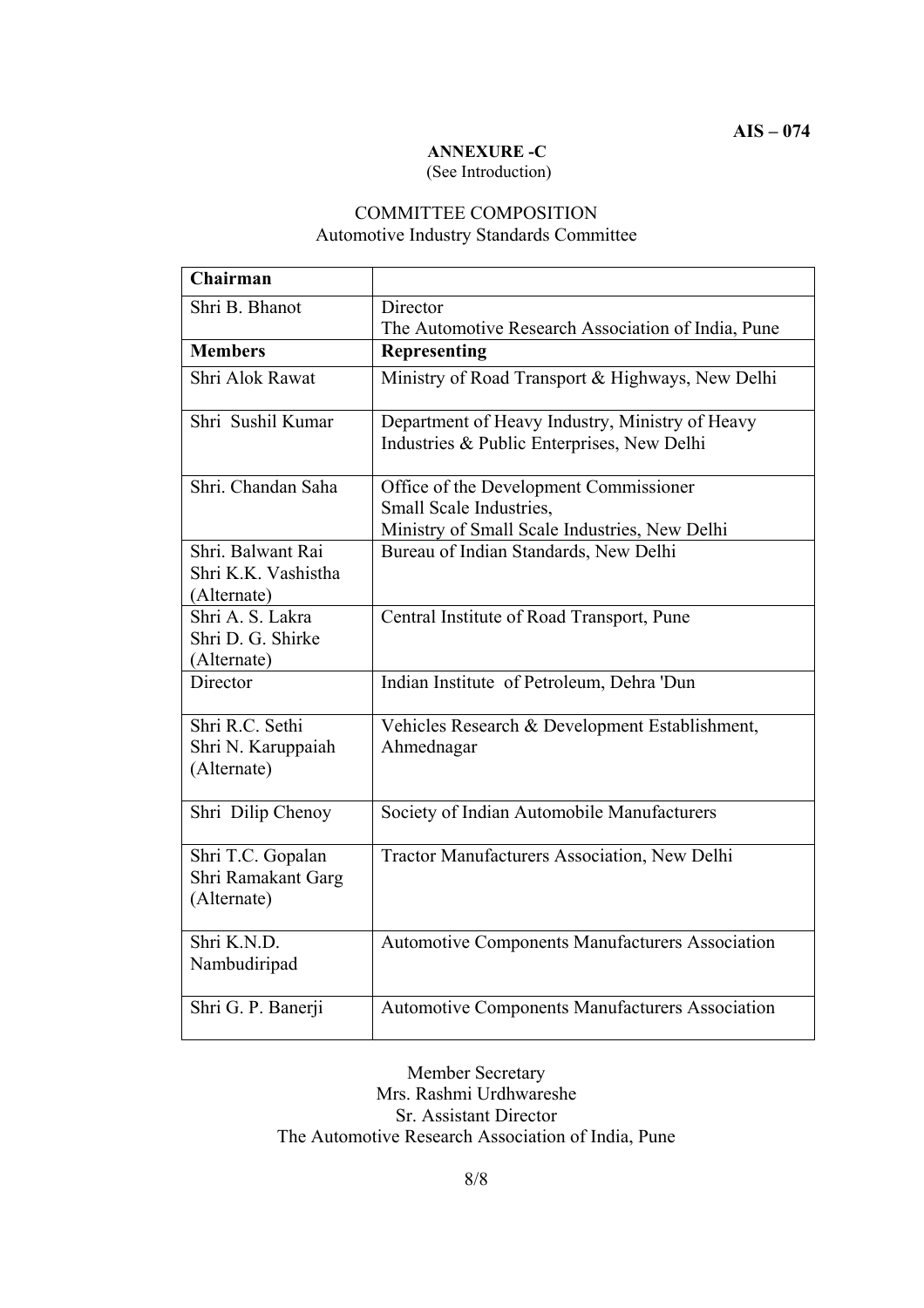**ANNEXURE -C**

(See Introduction)

COMMITTEE COMPOSITION

Automotive Industry Standards Committee

| **Chairman** | |
|---|---|
| Shri B. Bhanot | Director<br>The Automotive Research Association of India, Pune |
| **Members** | **Representing** |
| Shri Alok Rawat | Ministry of Road Transport & Highways, New Delhi |
| Shri Sushil Kumar | Department of Heavy Industry, Ministry of Heavy Industries & Public Enterprises, New Delhi |
| Shri. Chandan Saha | Office of the Development Commissioner<br>Small Scale Industries,<br>Ministry of Small Scale Industries, New Delhi |
| Shri. Balwant Rai<br>Shri K.K. Vashistha (Alternate) | Bureau of Indian Standards, New Delhi |
| Shri A. S. Lakra<br>Shri D. G. Shirke (Alternate) | Central Institute of Road Transport, Pune |
| Director | Indian Institute of Petroleum, Dehra 'Dun |
| Shri R.C. Sethi<br>Shri N. Karuppaiah (Alternate) | Vehicles Research & Development Establishment, Ahmednagar |
| Shri Dilip Chenoy | Society of Indian Automobile Manufacturers |
| Shri T.C. Gopalan<br>Shri Ramakant Garg (Alternate) | Tractor Manufacturers Association, New Delhi |
| Shri K.N.D. Nambudiripad | Automotive Components Manufacturers Association |
| Shri G. P. Banerji | Automotive Components Manufacturers Association |

Member Secretary

Mrs. Rashmi Urdhwareshe

Sr. Assistant Director

The Automotive Research Association of India, Pune